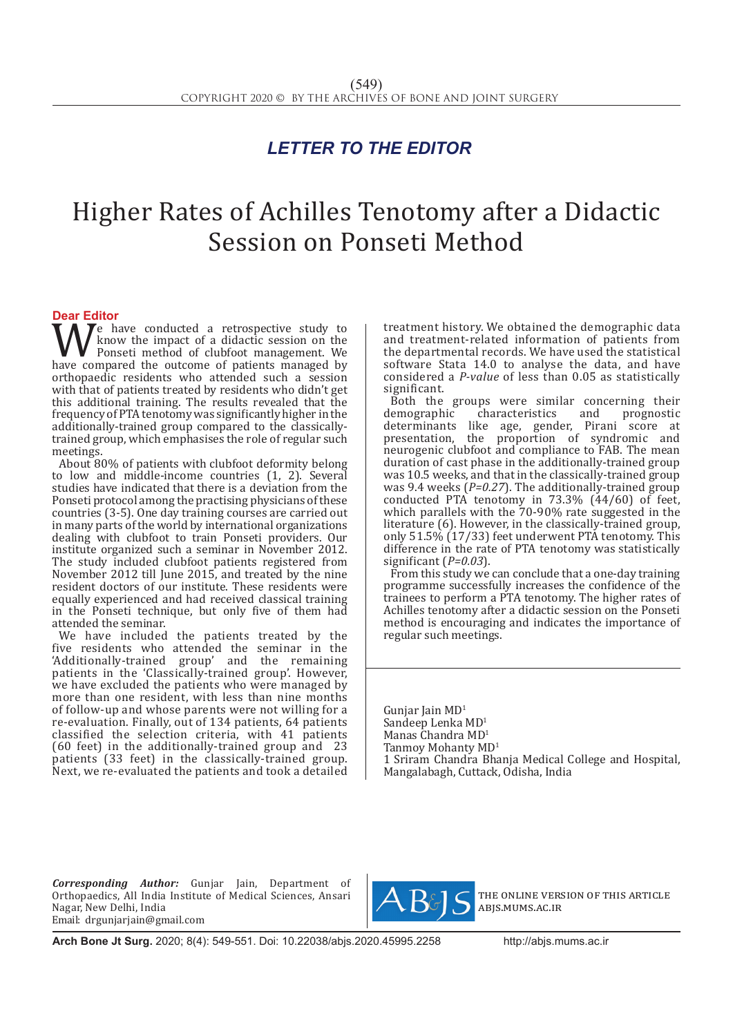*LETTER TO THE EDITOR*

# Higher Rates of Achilles Tenotomy after a Didactic Session on Ponseti Method

**Dear Editor**

We have conducted a retrospective study to know the impact of a didactic session on the Ponseti method of clubfoot management. We have compared the outcome of patients managed by orthopaedic residents who attended such a session with that of patients treated by residents who didn't get this additional training. The results revealed that the frequency of PTA tenotomy was significantly higher in the additionally-trained group compared to the classically-trained group, which emphasises the role of regular such meetings.

About 80% of patients with clubfoot deformity belong to low and middle-income countries (1, 2). Several studies have indicated that there is a deviation from the Ponseti protocol among the practising physicians of these countries (3-5). One day training courses are carried out in many parts of the world by international organizations dealing with clubfoot to train Ponseti providers. Our institute organized such a seminar in November 2012. The study included clubfoot patients registered from November 2012 till June 2015, and treated by the nine resident doctors of our institute. These residents were equally experienced and had received classical training in the Ponseti technique, but only five of them had attended the seminar.

We have included the patients treated by the five residents who attended the seminar in the 'Additionally-trained group' and the remaining patients in the 'Classically-trained group'. However, we have excluded the patients who were managed by more than one resident, with less than nine months of follow-up and whose parents were not willing for a re-evaluation. Finally, out of 134 patients, 64 patients classified the selection criteria, with 41 patients (60 feet) in the additionally-trained group and 23 patients (33 feet) in the classically-trained group. Next, we re-evaluated the patients and took a detailed treatment history. We obtained the demographic data and treatment-related information of patients from the departmental records. We have used the statistical software Stata 14.0 to analyse the data, and have considered a *P-value* of less than 0.05 as statistically significant.

Both the groups were similar concerning their demographic characteristics and prognostic determinants like age, gender, Pirani score at presentation, the proportion of syndromic and neurogenic clubfoot and compliance to FAB. The mean duration of cast phase in the additionally-trained group was 10.5 weeks, and that in the classically-trained group was 9.4 weeks (*P=0.27*). The additionally-trained group conducted PTA tenotomy in 73.3% (44/60) of feet, which parallels with the 70-90% rate suggested in the literature (6). However, in the classically-trained group, only 51.5% (17/33) feet underwent PTA tenotomy. This difference in the rate of PTA tenotomy was statistically significant (*P=0.03*).

From this study we can conclude that a one-day training programme successfully increases the confidence of the trainees to perform a PTA tenotomy. The higher rates of Achilles tenotomy after a didactic session on the Ponseti method is encouraging and indicates the importance of regular such meetings.

Gunjar Jain MD[1]
Sandeep Lenka MD[1]
Manas Chandra MD[1]
Tanmoy Mohanty MD[1]
1 Sriram Chandra Bhanja Medical College and Hospital, Mangalabagh, Cuttack, Odisha, India

***Corresponding Author:*** Gunjar Jain, Department of Orthopaedics, All India Institute of Medical Sciences, Ansari Nagar, New Delhi, India
Email: drgunjarjain@gmail.com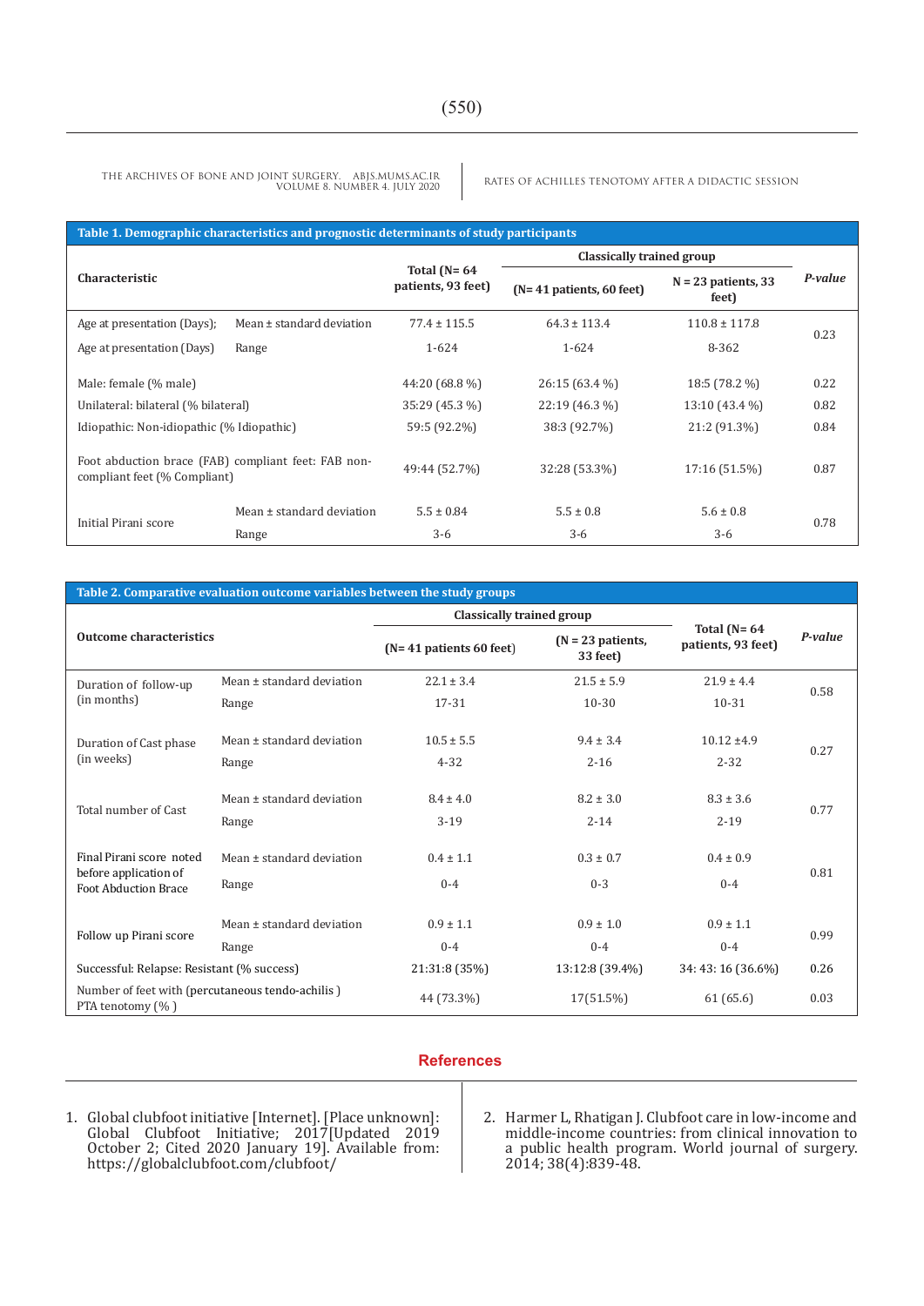**Table 1. Demographic characteristics and prognostic determinants of study participants**

| Characteristic | | Total (N= 64 patients, 93 feet) | Classically trained group | | P-value |
|---|---|---|---|---|---|
| | | | (N= 41 patients, 60 feet) | N = 23 patients, 33 feet) | |
| Age at presentation (Days); | Mean ± standard deviation | 77.4 ± 115.5 | 64.3 ± 113.4 | 110.8 ± 117.8 | 0.23 |
| Age at presentation (Days) | Range | 1-624 | 1-624 | 8-362 | |
| Male: female (% male) | | 44:20 (68.8 %) | 26:15 (63.4 %) | 18:5 (78.2 %) | 0.22 |
| Unilateral: bilateral (% bilateral) | | 35:29 (45.3 %) | 22:19 (46.3 %) | 13:10 (43.4 %) | 0.82 |
| Idiopathic: Non-idiopathic (% Idiopathic) | | 59:5 (92.2%) | 38:3 (92.7%) | 21:2 (91.3%) | 0.84 |
| Foot abduction brace (FAB) compliant feet: FAB non-compliant feet (% Compliant) | | 49:44 (52.7%) | 32:28 (53.3%) | 17:16 (51.5%) | 0.87 |
| Initial Pirani score | Mean ± standard deviation | 5.5 ± 0.84 | 5.5 ± 0.8 | 5.6 ± 0.8 | 0.78 |
| | Range | 3-6 | 3-6 | 3-6 | |

**Table 2. Comparative evaluation outcome variables between the study groups**

| Outcome characteristics | | Classically trained group | | Total (N= 64 patients, 93 feet) | P-value |
|---|---|---|---|---|---|
| | | (N= 41 patients 60 feet) | (N = 23 patients, 33 feet) | | |
| Duration of follow-up (in months) | Mean ± standard deviation | 22.1 ± 3.4 | 21.5 ± 5.9 | 21.9 ± 4.4 | 0.58 |
| | Range | 17-31 | 10-30 | 10-31 | |
| Duration of Cast phase (in weeks) | Mean ± standard deviation | 10.5 ± 5.5 | 9.4 ± 3.4 | 10.12 ±4.9 | 0.27 |
| | Range | 4-32 | 2-16 | 2-32 | |
| Total number of Cast | Mean ± standard deviation | 8.4 ± 4.0 | 8.2 ± 3.0 | 8.3 ± 3.6 | 0.77 |
| | Range | 3-19 | 2-14 | 2-19 | |
| Final Pirani score noted before application of Foot Abduction Brace | Mean ± standard deviation | 0.4 ± 1.1 | 0.3 ± 0.7 | 0.4 ± 0.9 | 0.81 |
| | Range | 0-4 | 0-3 | 0-4 | |
| Follow up Pirani score | Mean ± standard deviation | 0.9 ± 1.1 | 0.9 ± 1.0 | 0.9 ± 1.1 | 0.99 |
| | Range | 0-4 | 0-4 | 0-4 | |
| Successful: Relapse: Resistant (% success) | | 21:31:8 (35%) | 13:12:8 (39.4%) | 34: 43: 16 (36.6%) | 0.26 |
| Number of feet with (percutaneous tendo-achilis ) PTA tenotomy (% ) | | 44 (73.3%) | 17(51.5%) | 61 (65.6) | 0.03 |

## References

1. Global clubfoot initiative [Internet]. [Place unknown]: Global Clubfoot Initiative; 2017[Updated 2019 October 2; Cited 2020 January 19]. Available from: https://globalclubfoot.com/clubfoot/
2. Harmer L, Rhatigan J. Clubfoot care in low-income and middle-income countries: from clinical innovation to a public health program. World journal of surgery. 2014; 38(4):839-48.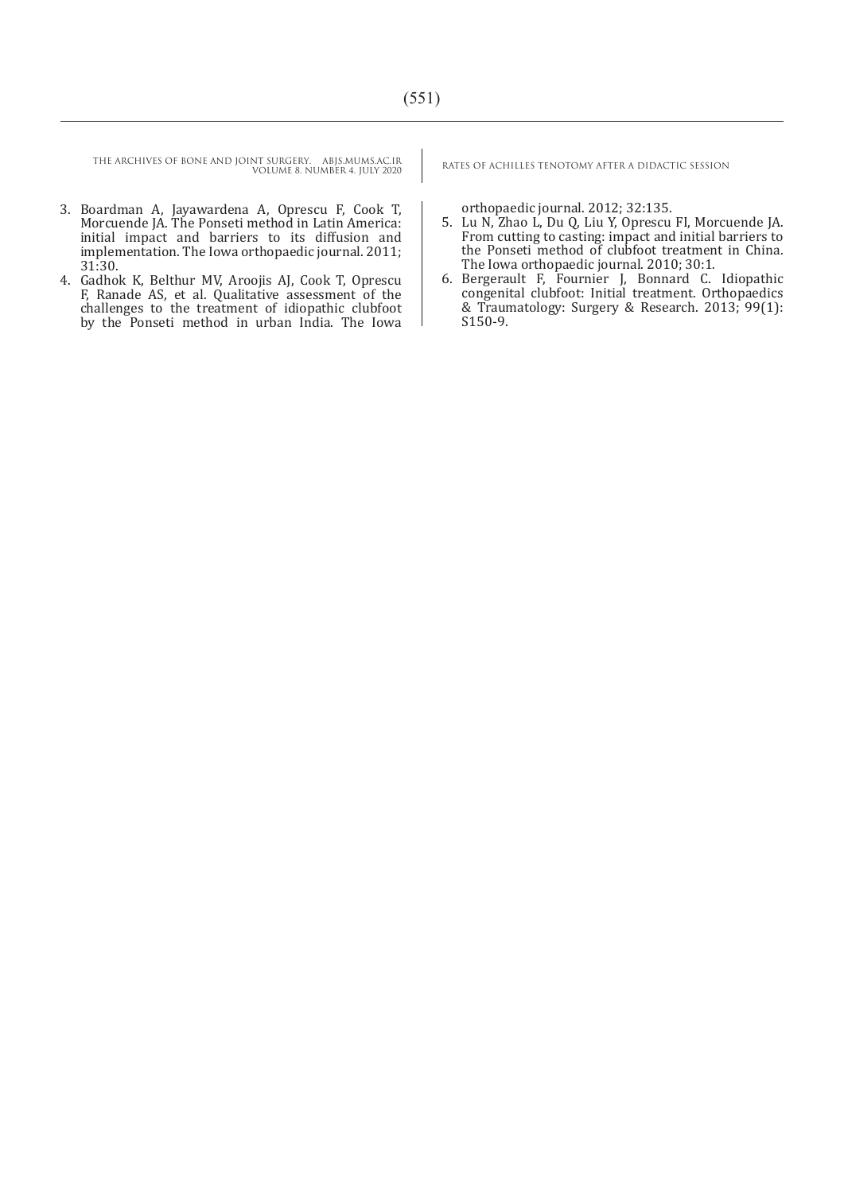3. Boardman A, Jayawardena A, Oprescu F, Cook T, Morcuende JA. The Ponseti method in Latin America: initial impact and barriers to its diffusion and implementation. The Iowa orthopaedic journal. 2011; 31:30.
4. Gadhok K, Belthur MV, Aroojis AJ, Cook T, Oprescu F, Ranade AS, et al. Qualitative assessment of the challenges to the treatment of idiopathic clubfoot by the Ponseti method in urban India. The Iowa orthopaedic journal. 2012; 32:135.
5. Lu N, Zhao L, Du Q, Liu Y, Oprescu FI, Morcuende JA. From cutting to casting: impact and initial barriers to the Ponseti method of clubfoot treatment in China. The Iowa orthopaedic journal. 2010; 30:1.
6. Bergerault F, Fournier J, Bonnard C. Idiopathic congenital clubfoot: Initial treatment. Orthopaedics & Traumatology: Surgery & Research. 2013; 99(1): S150-9.